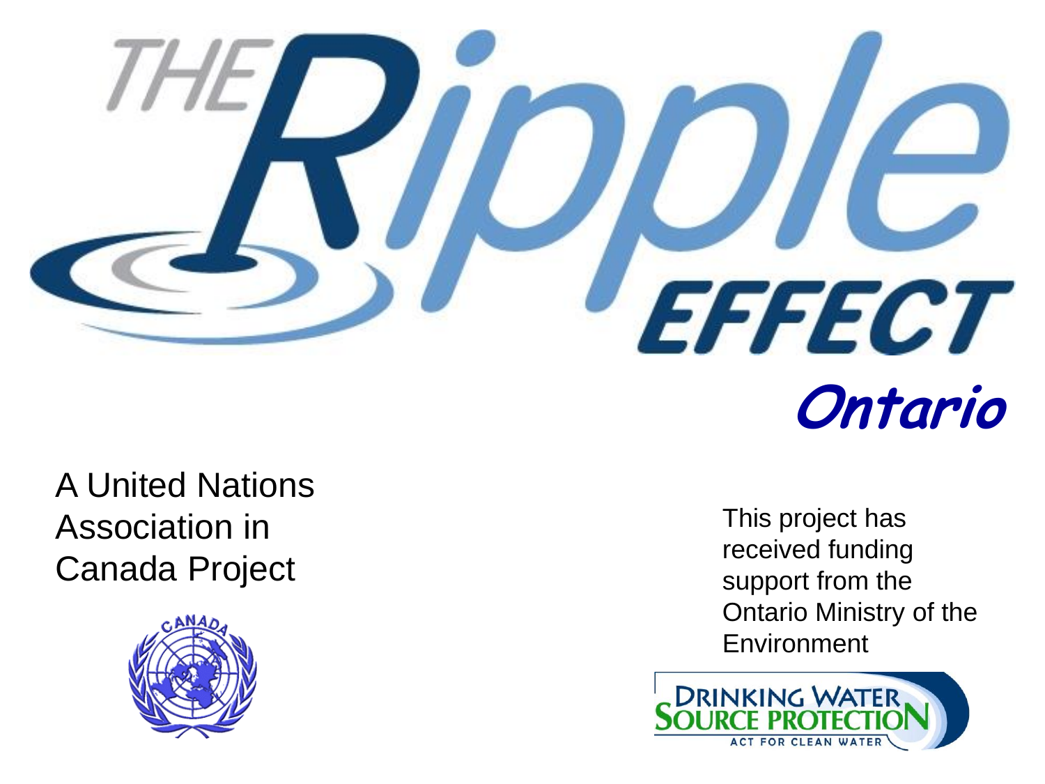# THE Ripple EFFECT

## Ontario

A United Nations Association in Canada Project

This project has received funding support from the Ontario Ministry of the Environment

DRINKING WATER SOURCE PROTECTION

ACT FOR CLEAN WATER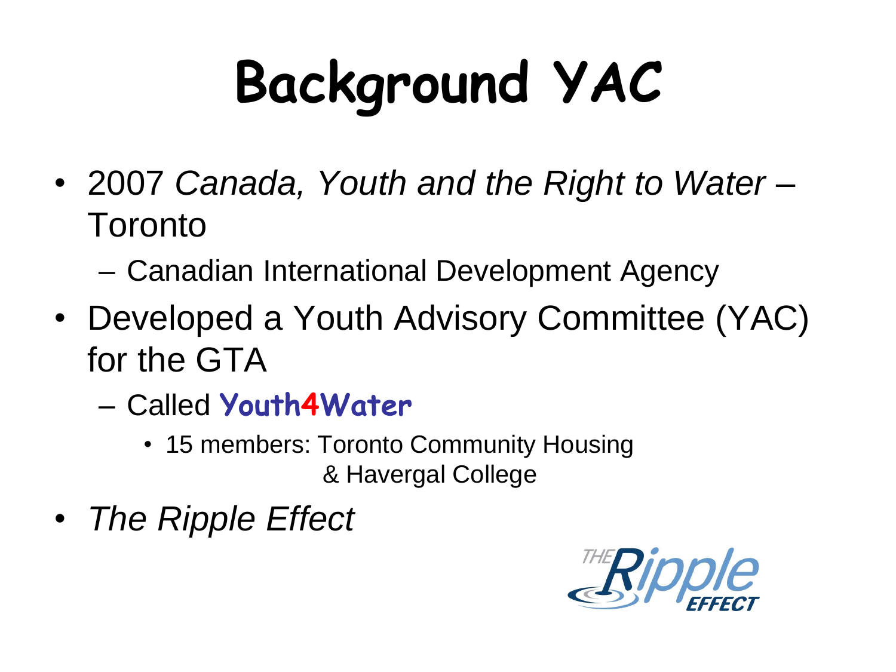# Background YAC

- 2007 *Canada, Youth and the Right to Water* – Toronto
  - Canadian International Development Agency
- Developed a Youth Advisory Committee (YAC) for the GTA
  - Called **Youth4Water**
    - 15 members: Toronto Community Housing & Havergal College
- *The Ripple Effect*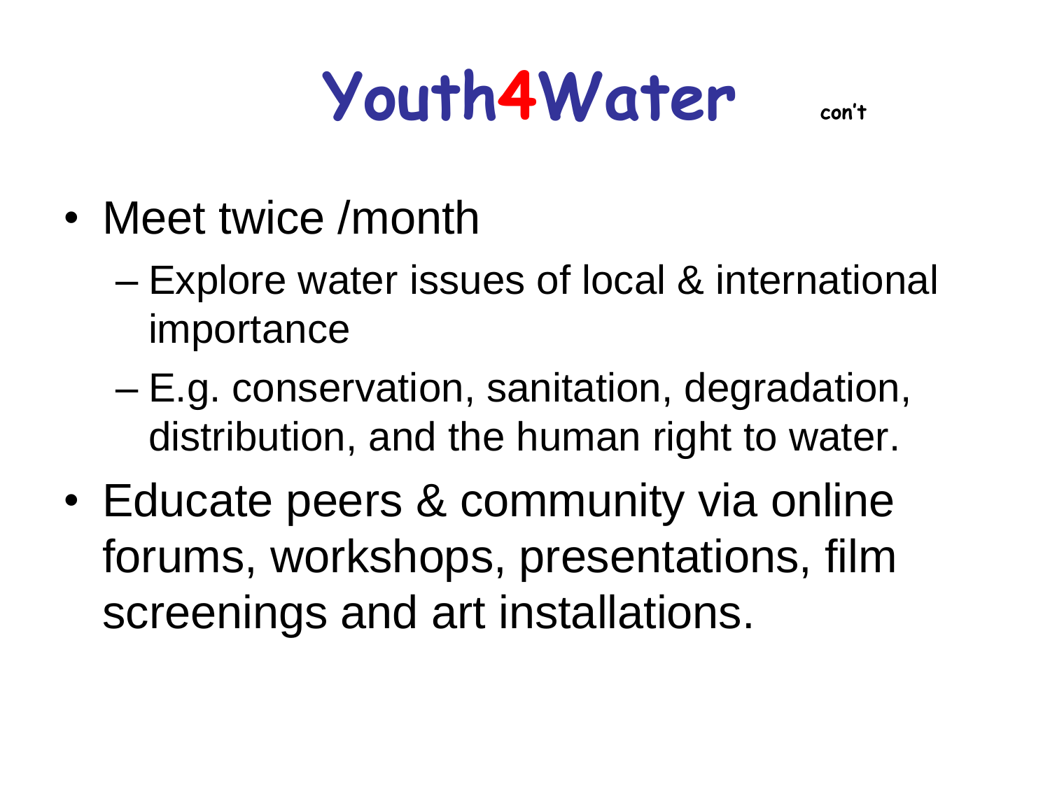# Youth4Water con't

- Meet twice /month
  - Explore water issues of local & international importance
  - E.g. conservation, sanitation, degradation, distribution, and the human right to water.
- Educate peers & community via online forums, workshops, presentations, film screenings and art installations.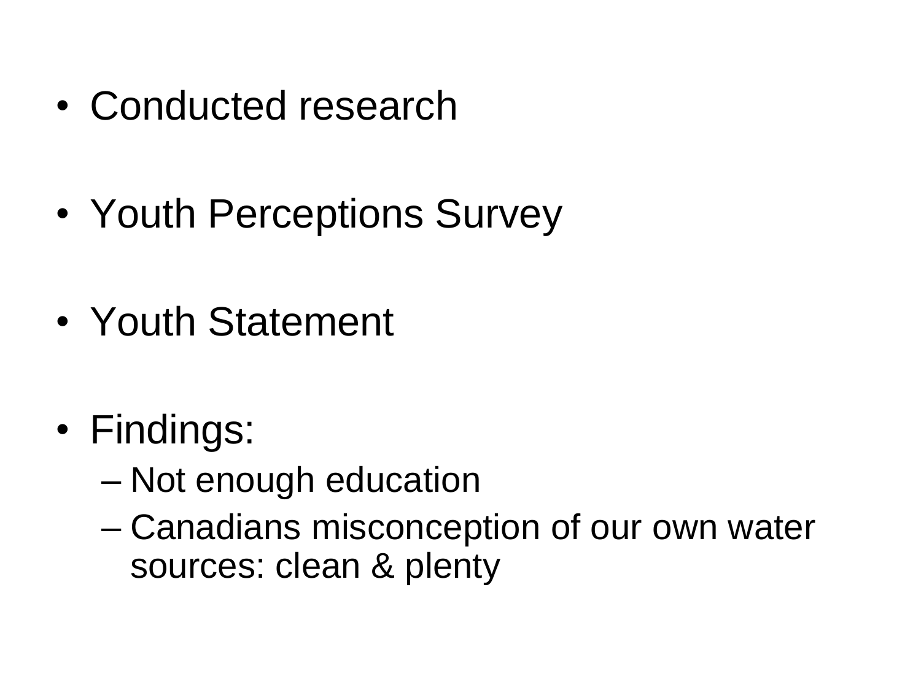- Conducted research

- Youth Perceptions Survey

- Youth Statement

- Findings:
  - Not enough education
  - Canadians misconception of our own water sources: clean & plenty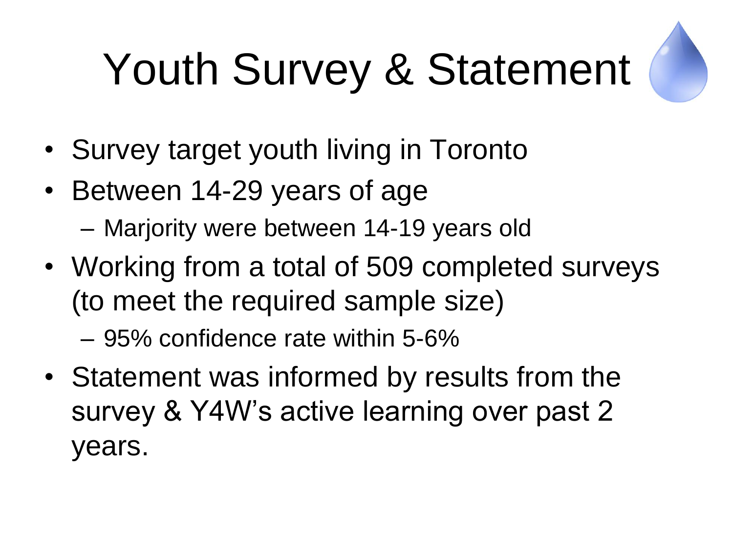# Youth Survey & Statement

- Survey target youth living in Toronto
- Between 14-29 years of age
  - Marjority were between 14-19 years old
- Working from a total of 509 completed surveys (to meet the required sample size)
  - 95% confidence rate within 5-6%
- Statement was informed by results from the survey & Y4W's active learning over past 2 years.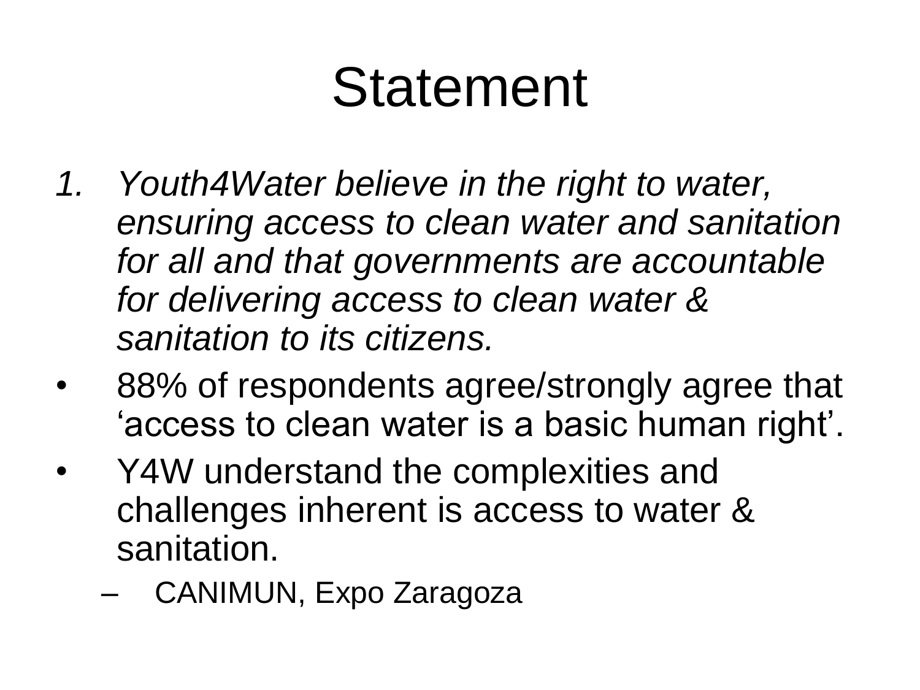# Statement

1. *Youth4Water believe in the right to water, ensuring access to clean water and sanitation for all and that governments are accountable for delivering access to clean water & sanitation to its citizens.*

- 88% of respondents agree/strongly agree that 'access to clean water is a basic human right'.
- Y4W understand the complexities and challenges inherent is access to water & sanitation.
  - CANIMUN, Expo Zaragoza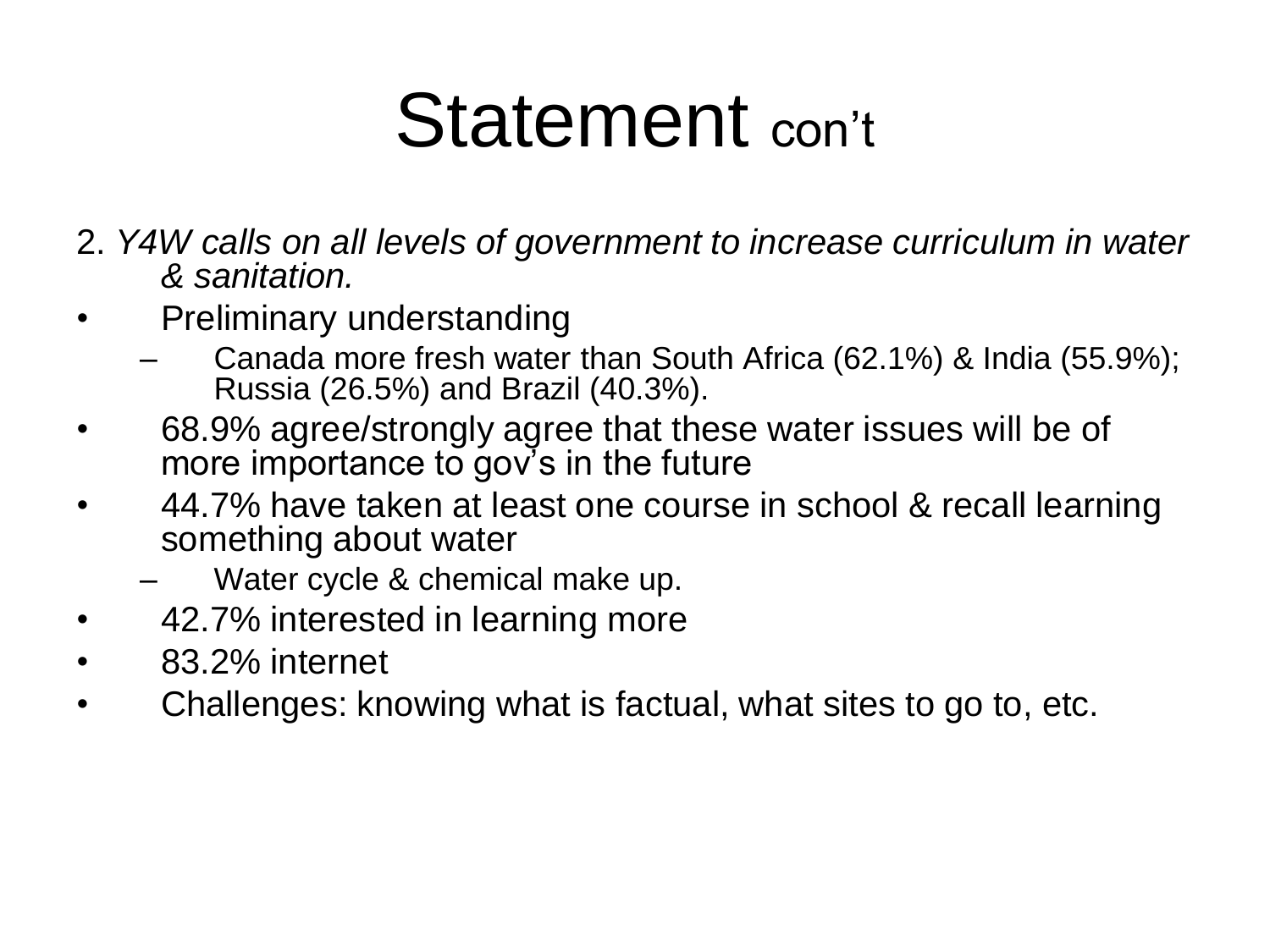# Statement con't

2. *Y4W calls on all levels of government to increase curriculum in water & sanitation.*

- Preliminary understanding
  - Canada more fresh water than South Africa (62.1%) & India (55.9%); Russia (26.5%) and Brazil (40.3%).
- 68.9% agree/strongly agree that these water issues will be of more importance to gov's in the future
- 44.7% have taken at least one course in school & recall learning something about water
  - Water cycle & chemical make up.
- 42.7% interested in learning more
- 83.2% internet
- Challenges: knowing what is factual, what sites to go to, etc.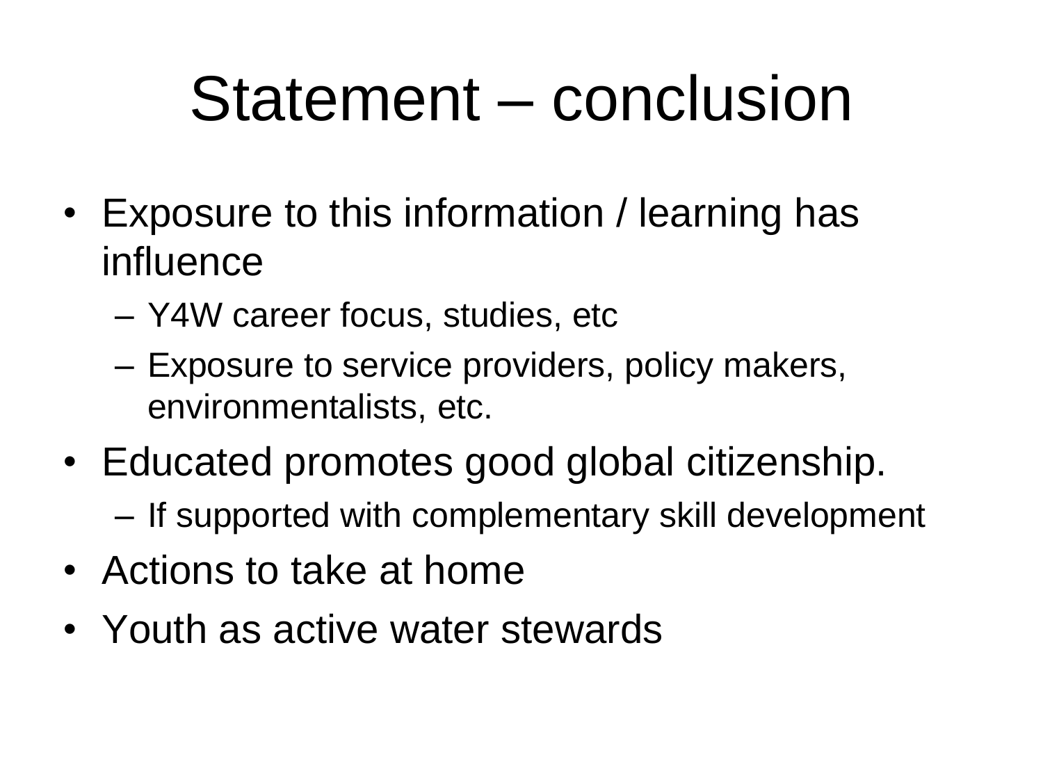# Statement – conclusion

- Exposure to this information / learning has influence
  - Y4W career focus, studies, etc
  - Exposure to service providers, policy makers, environmentalists, etc.
- Educated promotes good global citizenship.
  - If supported with complementary skill development
- Actions to take at home
- Youth as active water stewards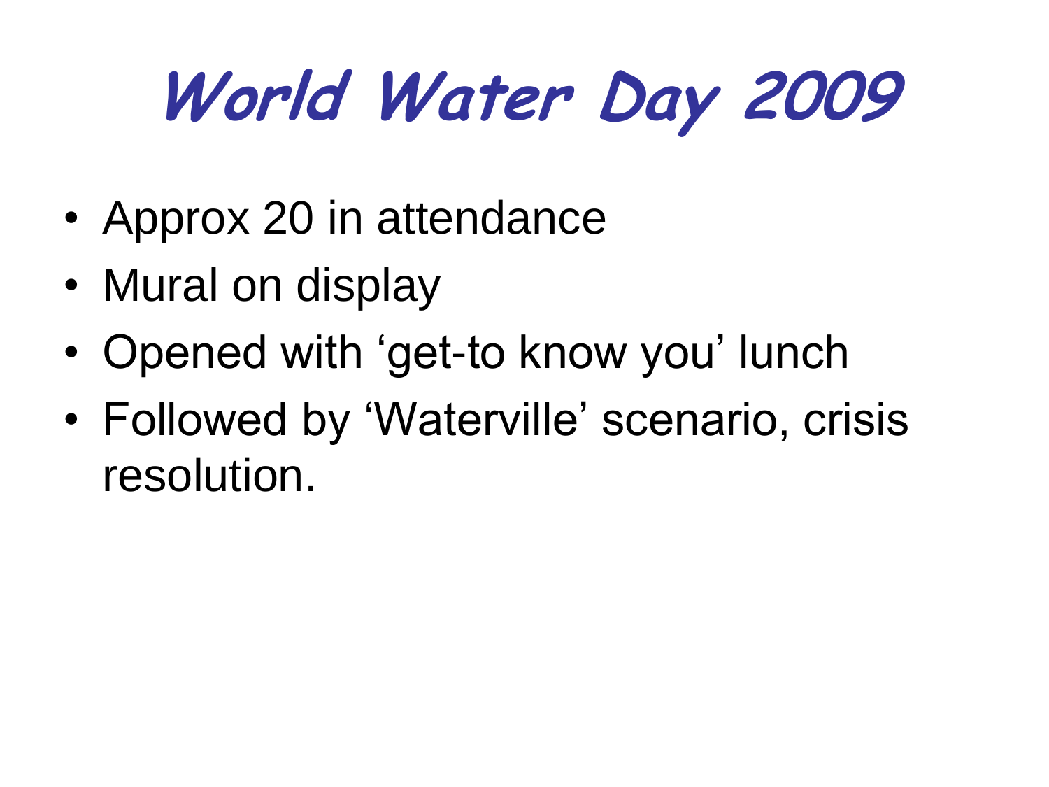# World Water Day 2009

- Approx 20 in attendance
- Mural on display
- Opened with ‘get-to know you’ lunch
- Followed by ‘Waterville’ scenario, crisis resolution.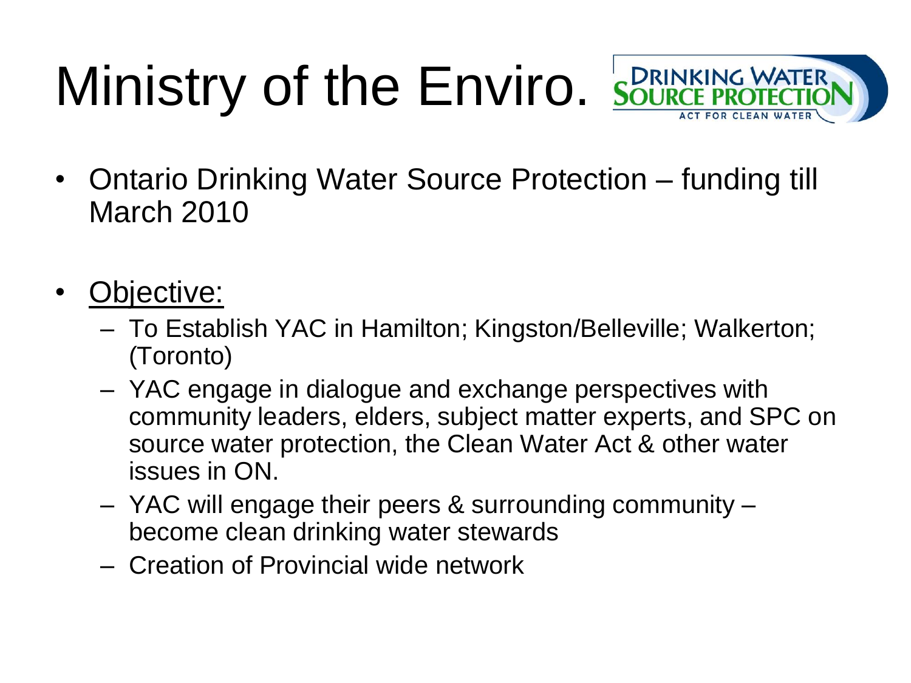# Ministry of the Enviro.

- Ontario Drinking Water Source Protection – funding till March 2010

- Objective:
  - To Establish YAC in Hamilton; Kingston/Belleville; Walkerton; (Toronto)
  - YAC engage in dialogue and exchange perspectives with community leaders, elders, subject matter experts, and SPC on source water protection, the Clean Water Act & other water issues in ON.
  - YAC will engage their peers & surrounding community – become clean drinking water stewards
  - Creation of Provincial wide network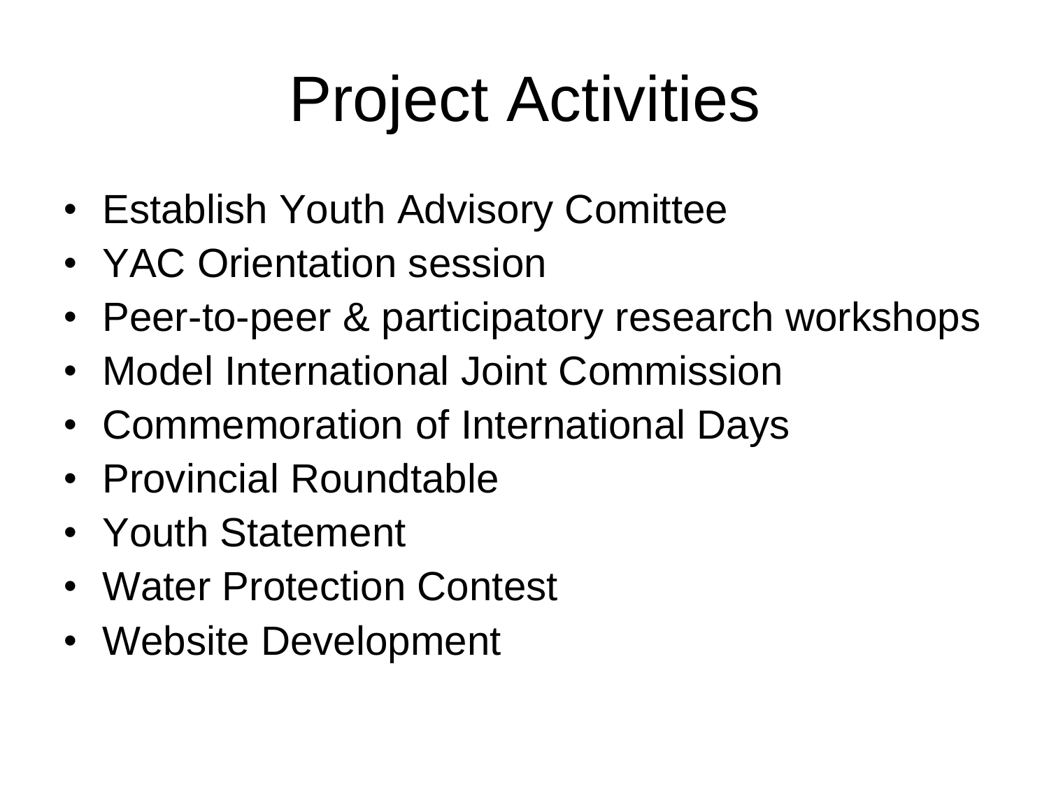# Project Activities

- Establish Youth Advisory Comittee
- YAC Orientation session
- Peer-to-peer & participatory research workshops
- Model International Joint Commission
- Commemoration of International Days
- Provincial Roundtable
- Youth Statement
- Water Protection Contest
- Website Development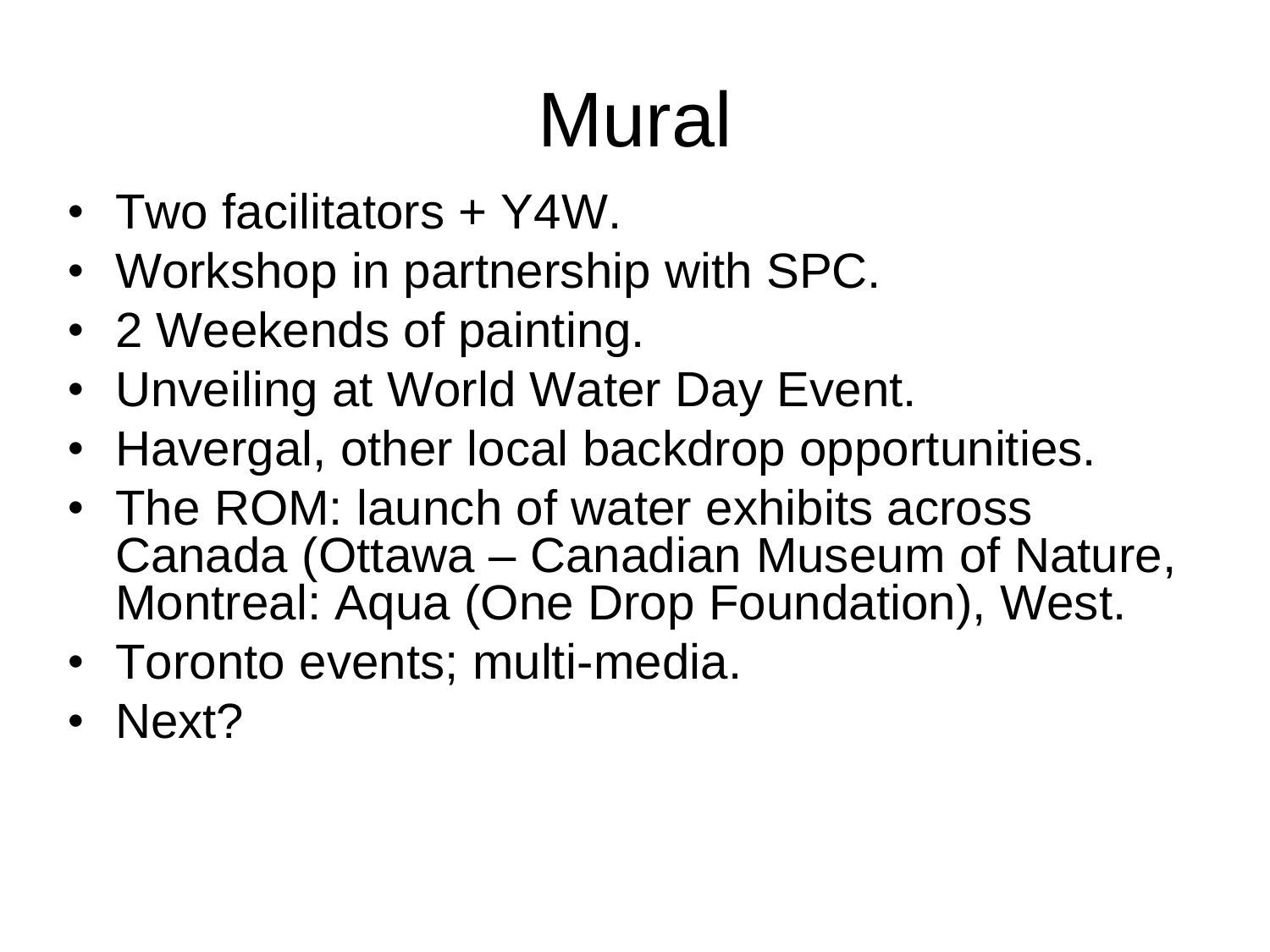# Mural

- Two facilitators + Y4W.
- Workshop in partnership with SPC.
- 2 Weekends of painting.
- Unveiling at World Water Day Event.
- Havergal, other local backdrop opportunities.
- The ROM: launch of water exhibits across Canada (Ottawa – Canadian Museum of Nature, Montreal: Aqua (One Drop Foundation), West.
- Toronto events; multi-media.
- Next?